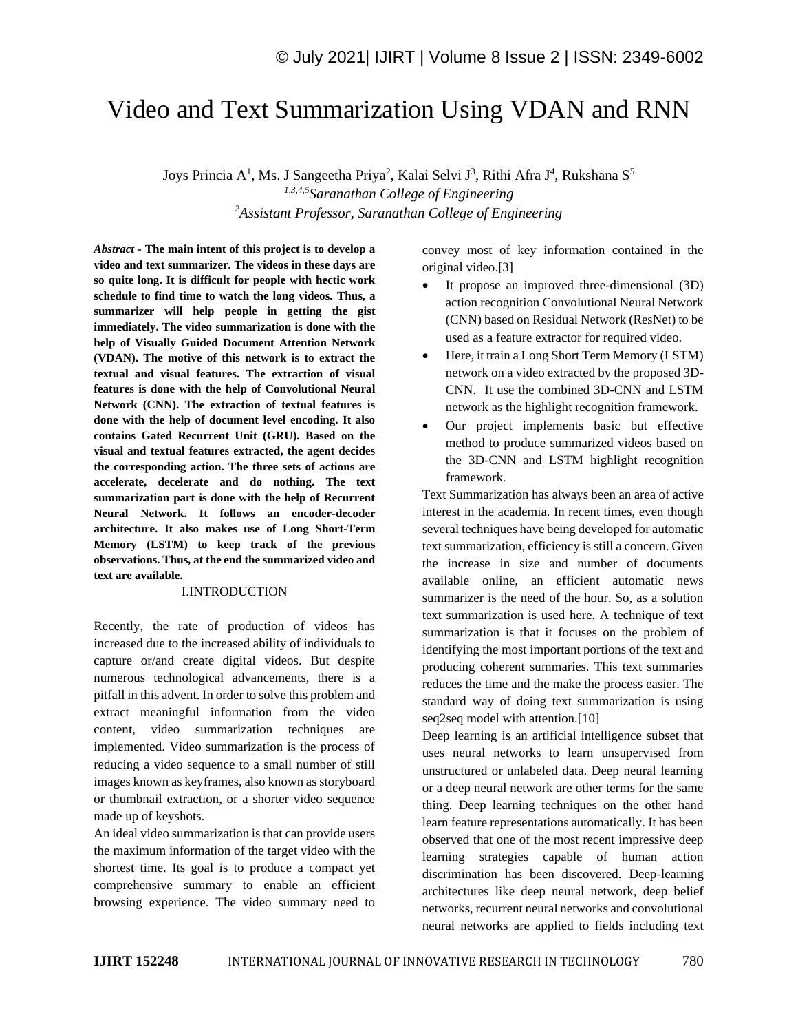# Video and Text Summarization Using VDAN and RNN

Joys Princia A[1], Ms. J Sangeetha Priya[2], Kalai Selvi J[3], Rithi Afra J[4], Rukshana S[5]

*[1,3,4,5]Saranathan College of Engineering*

*[2]Assistant Professor, Saranathan College of Engineering*

*Abstract* - **The main intent of this project is to develop a video and text summarizer. The videos in these days are so quite long. It is difficult for people with hectic work schedule to find time to watch the long videos. Thus, a summarizer will help people in getting the gist immediately. The video summarization is done with the help of Visually Guided Document Attention Network (VDAN). The motive of this network is to extract the textual and visual features. The extraction of visual features is done with the help of Convolutional Neural Network (CNN). The extraction of textual features is done with the help of document level encoding. It also contains Gated Recurrent Unit (GRU). Based on the visual and textual features extracted, the agent decides the corresponding action. The three sets of actions are accelerate, decelerate and do nothing. The text summarization part is done with the help of Recurrent Neural Network. It follows an encoder-decoder architecture. It also makes use of Long Short-Term Memory (LSTM) to keep track of the previous observations. Thus, at the end the summarized video and text are available.**

## I.INTRODUCTION

Recently, the rate of production of videos has increased due to the increased ability of individuals to capture or/and create digital videos. But despite numerous technological advancements, there is a pitfall in this advent. In order to solve this problem and extract meaningful information from the video content, video summarization techniques are implemented. Video summarization is the process of reducing a video sequence to a small number of still images known as keyframes, also known as storyboard or thumbnail extraction, or a shorter video sequence made up of keyshots.

An ideal video summarization is that can provide users the maximum information of the target video with the shortest time. Its goal is to produce a compact yet comprehensive summary to enable an efficient browsing experience. The video summary need to convey most of key information contained in the original video.[3]

- It propose an improved three-dimensional (3D) action recognition Convolutional Neural Network (CNN) based on Residual Network (ResNet) to be used as a feature extractor for required video.
- Here, it train a Long Short Term Memory (LSTM) network on a video extracted by the proposed 3D-CNN. It use the combined 3D-CNN and LSTM network as the highlight recognition framework.
- Our project implements basic but effective method to produce summarized videos based on the 3D-CNN and LSTM highlight recognition framework.

Text Summarization has always been an area of active interest in the academia. In recent times, even though several techniques have being developed for automatic text summarization, efficiency is still a concern. Given the increase in size and number of documents available online, an efficient automatic news summarizer is the need of the hour. So, as a solution text summarization is used here. A technique of text summarization is that it focuses on the problem of identifying the most important portions of the text and producing coherent summaries. This text summaries reduces the time and the make the process easier. The standard way of doing text summarization is using seq2seq model with attention.[10]

Deep learning is an artificial intelligence subset that uses neural networks to learn unsupervised from unstructured or unlabeled data. Deep neural learning or a deep neural network are other terms for the same thing. Deep learning techniques on the other hand learn feature representations automatically. It has been observed that one of the most recent impressive deep learning strategies capable of human action discrimination has been discovered. Deep-learning architectures like deep neural network, deep belief networks, recurrent neural networks and convolutional neural networks are applied to fields including text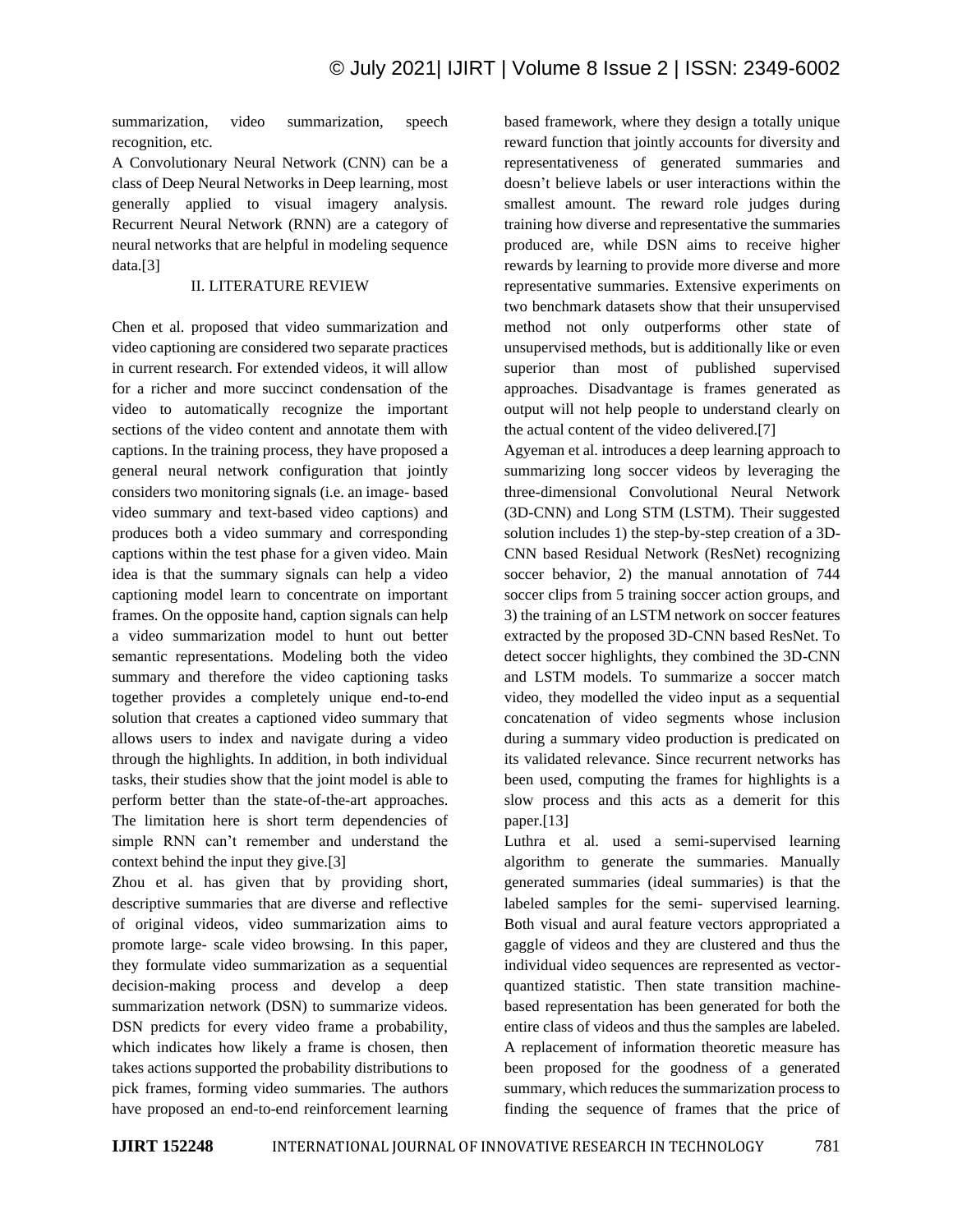summarization, video summarization, speech recognition, etc.

A Convolutionary Neural Network (CNN) can be a class of Deep Neural Networks in Deep learning, most generally applied to visual imagery analysis. Recurrent Neural Network (RNN) are a category of neural networks that are helpful in modeling sequence data.[3]

## II. LITERATURE REVIEW

Chen et al. proposed that video summarization and video captioning are considered two separate practices in current research. For extended videos, it will allow for a richer and more succinct condensation of the video to automatically recognize the important sections of the video content and annotate them with captions. In the training process, they have proposed a general neural network configuration that jointly considers two monitoring signals (i.e. an image- based video summary and text-based video captions) and produces both a video summary and corresponding captions within the test phase for a given video. Main idea is that the summary signals can help a video captioning model learn to concentrate on important frames. On the opposite hand, caption signals can help a video summarization model to hunt out better semantic representations. Modeling both the video summary and therefore the video captioning tasks together provides a completely unique end-to-end solution that creates a captioned video summary that allows users to index and navigate during a video through the highlights. In addition, in both individual tasks, their studies show that the joint model is able to perform better than the state-of-the-art approaches. The limitation here is short term dependencies of simple RNN can't remember and understand the context behind the input they give.[3]

Zhou et al. has given that by providing short, descriptive summaries that are diverse and reflective of original videos, video summarization aims to promote large- scale video browsing. In this paper, they formulate video summarization as a sequential decision-making process and develop a deep summarization network (DSN) to summarize videos. DSN predicts for every video frame a probability, which indicates how likely a frame is chosen, then takes actions supported the probability distributions to pick frames, forming video summaries. The authors have proposed an end-to-end reinforcement learning based framework, where they design a totally unique reward function that jointly accounts for diversity and representativeness of generated summaries and doesn't believe labels or user interactions within the smallest amount. The reward role judges during training how diverse and representative the summaries produced are, while DSN aims to receive higher rewards by learning to provide more diverse and more representative summaries. Extensive experiments on two benchmark datasets show that their unsupervised method not only outperforms other state of unsupervised methods, but is additionally like or even superior than most of published supervised approaches. Disadvantage is frames generated as output will not help people to understand clearly on the actual content of the video delivered.[7]

Agyeman et al. introduces a deep learning approach to summarizing long soccer videos by leveraging the three-dimensional Convolutional Neural Network (3D-CNN) and Long STM (LSTM). Their suggested solution includes 1) the step-by-step creation of a 3D-CNN based Residual Network (ResNet) recognizing soccer behavior, 2) the manual annotation of 744 soccer clips from 5 training soccer action groups, and 3) the training of an LSTM network on soccer features extracted by the proposed 3D-CNN based ResNet. To detect soccer highlights, they combined the 3D-CNN and LSTM models. To summarize a soccer match video, they modelled the video input as a sequential concatenation of video segments whose inclusion during a summary video production is predicated on its validated relevance. Since recurrent networks has been used, computing the frames for highlights is a slow process and this acts as a demerit for this paper.[13]

Luthra et al. used a semi-supervised learning algorithm to generate the summaries. Manually generated summaries (ideal summaries) is that the labeled samples for the semi- supervised learning. Both visual and aural feature vectors appropriated a gaggle of videos and they are clustered and thus the individual video sequences are represented as vector-quantized statistic. Then state transition machine-based representation has been generated for both the entire class of videos and thus the samples are labeled. A replacement of information theoretic measure has been proposed for the goodness of a generated summary, which reduces the summarization process to finding the sequence of frames that the price of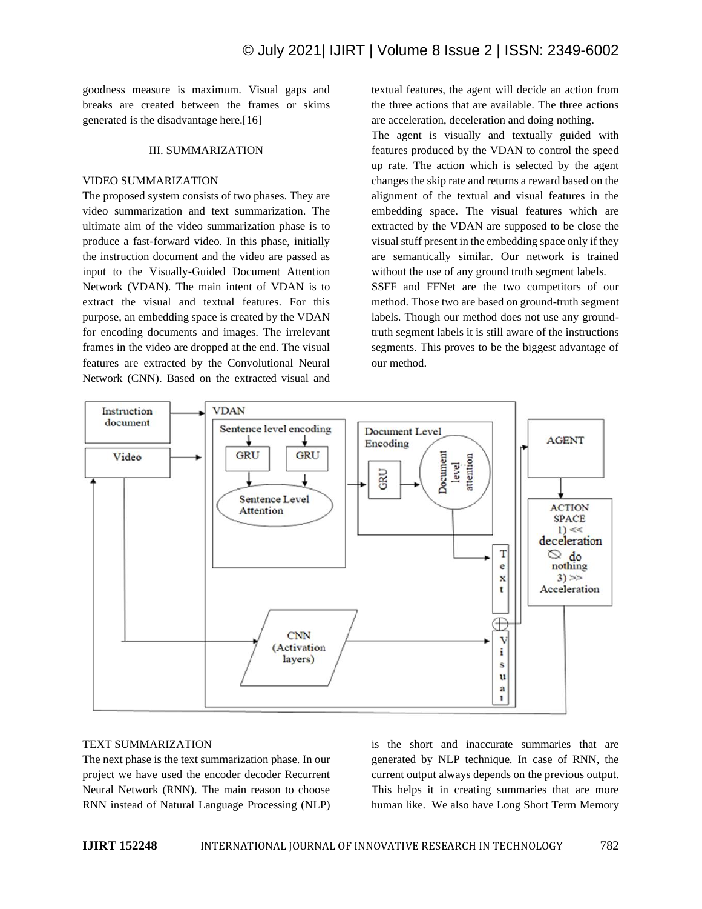goodness measure is maximum. Visual gaps and breaks are created between the frames or skims generated is the disadvantage here.[16]

## III. SUMMARIZATION

### VIDEO SUMMARIZATION

The proposed system consists of two phases. They are video summarization and text summarization. The ultimate aim of the video summarization phase is to produce a fast-forward video. In this phase, initially the instruction document and the video are passed as input to the Visually-Guided Document Attention Network (VDAN). The main intent of VDAN is to extract the visual and textual features. For this purpose, an embedding space is created by the VDAN for encoding documents and images. The irrelevant frames in the video are dropped at the end. The visual features are extracted by the Convolutional Neural Network (CNN). Based on the extracted visual and textual features, the agent will decide an action from the three actions that are available. The three actions are acceleration, deceleration and doing nothing.

The agent is visually and textually guided with features produced by the VDAN to control the speed up rate. The action which is selected by the agent changes the skip rate and returns a reward based on the alignment of the textual and visual features in the embedding space. The visual features which are extracted by the VDAN are supposed to be close the visual stuff present in the embedding space only if they are semantically similar. Our network is trained without the use of any ground truth segment labels.

SSFF and FFNet are the two competitors of our method. Those two are based on ground-truth segment labels. Though our method does not use any ground-truth segment labels it is still aware of the instructions segments. This proves to be the biggest advantage of our method.

### TEXT SUMMARIZATION

The next phase is the text summarization phase. In our project we have used the encoder decoder Recurrent Neural Network (RNN). The main reason to choose RNN instead of Natural Language Processing (NLP) is the short and inaccurate summaries that are generated by NLP technique. In case of RNN, the current output always depends on the previous output. This helps it in creating summaries that are more human like. We also have Long Short Term Memory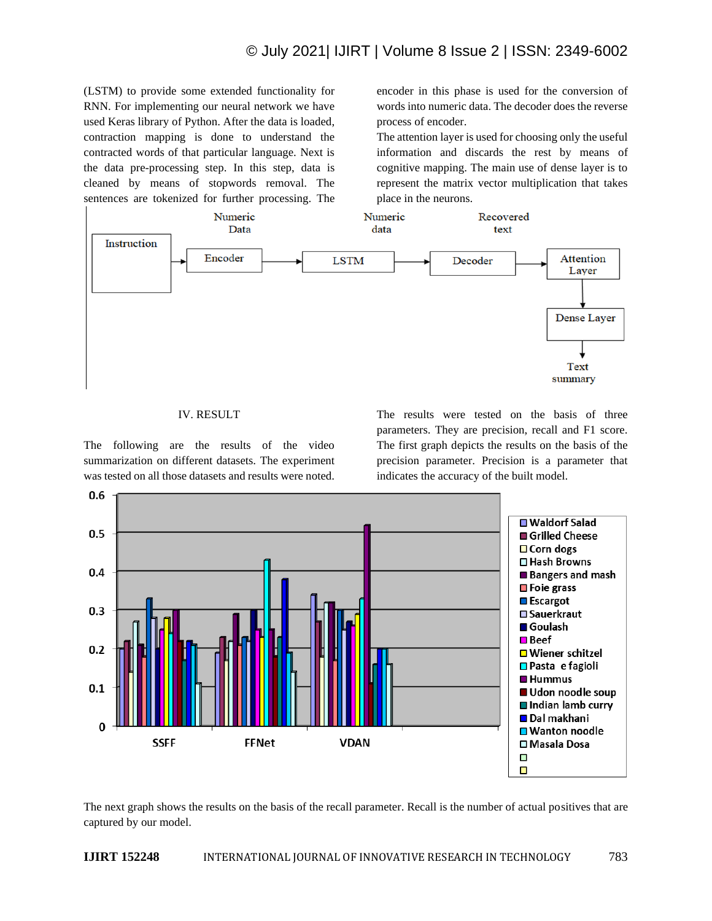(LSTM) to provide some extended functionality for RNN. For implementing our neural network we have used Keras library of Python. After the data is loaded, contraction mapping is done to understand the contracted words of that particular language. Next is the data pre-processing step. In this step, data is cleaned by means of stopwords removal. The sentences are tokenized for further processing. The encoder in this phase is used for the conversion of words into numeric data. The decoder does the reverse process of encoder.

The attention layer is used for choosing only the useful information and discards the rest by means of cognitive mapping. The main use of dense layer is to represent the matrix vector multiplication that takes place in the neurons.

Instruction → Encoder → (Numeric Data) → LSTM → (Numeric data) → Decoder → (Recovered text) → Attention Layer → Dense Layer → Text summary

## IV. RESULT

The following are the results of the video summarization on different datasets. The experiment was tested on all those datasets and results were noted.

The results were tested on the basis of three parameters. They are precision, recall and F1 score. The first graph depicts the results on the basis of the precision parameter. Precision is a parameter that indicates the accuracy of the built model.

The next graph shows the results on the basis of the recall parameter. Recall is the number of actual positives that are captured by our model.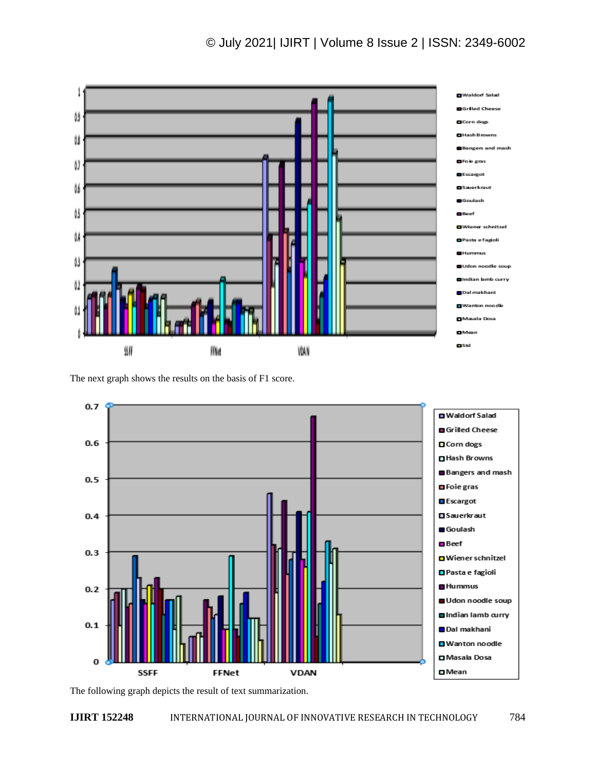The next graph shows the results on the basis of F1 score.

The following graph depicts the result of text summarization.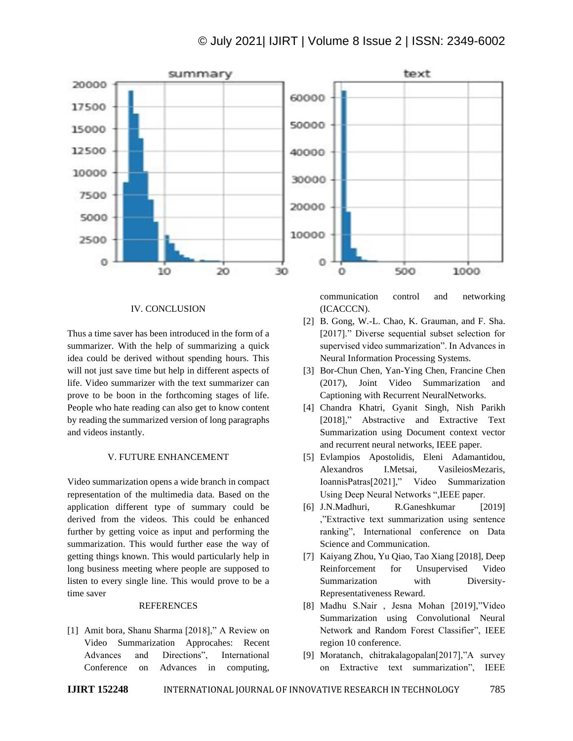## IV. CONCLUSION

Thus a time saver has been introduced in the form of a summarizer. With the help of summarizing a quick idea could be derived without spending hours. This will not just save time but help in different aspects of life. Video summarizer with the text summarizer can prove to be boon in the forthcoming stages of life. People who hate reading can also get to know content by reading the summarized version of long paragraphs and videos instantly.

## V. FUTURE ENHANCEMENT

Video summarization opens a wide branch in compact representation of the multimedia data. Based on the application different type of summary could be derived from the videos. This could be enhanced further by getting voice as input and performing the summarization. This would further ease the way of getting things known. This would particularly help in long business meeting where people are supposed to listen to every single line. This would prove to be a time saver

## REFERENCES

[1] Amit bora, Shanu Sharma [2018]," A Review on Video Summarization Approcahes: Recent Advances and Directions", International Conference on Advances in computing, communication control and networking (ICACCCN).

[2] B. Gong, W.-L. Chao, K. Grauman, and F. Sha. [2017]." Diverse sequential subset selection for supervised video summarization". In Advances in Neural Information Processing Systems.

[3] Bor-Chun Chen, Yan-Ying Chen, Francine Chen (2017), Joint Video Summarization and Captioning with Recurrent NeuralNetworks.

[4] Chandra Khatri, Gyanit Singh, Nish Parikh [2018]," Abstractive and Extractive Text Summarization using Document context vector and recurrent neural networks, IEEE paper.

[5] Evlampios Apostolidis, Eleni Adamantidou, Alexandros I.Metsai, VasileiosMezaris, IoannisPatras[2021]," Video Summarization Using Deep Neural Networks ",IEEE paper.

[6] J.N.Madhuri, R.Ganeshkumar [2019] ,"Extractive text summarization using sentence ranking", International conference on Data Science and Communication.

[7] Kaiyang Zhou, Yu Qiao, Tao Xiang [2018], Deep Reinforcement for Unsupervised Video Summarization with Diversity-Representativeness Reward.

[8] Madhu S.Nair , Jesna Mohan [2019],"Video Summarization using Convolutional Neural Network and Random Forest Classifier", IEEE region 10 conference.

[9] Moratanch, chitrakalagopalan[2017],"A survey on Extractive text summarization", IEEE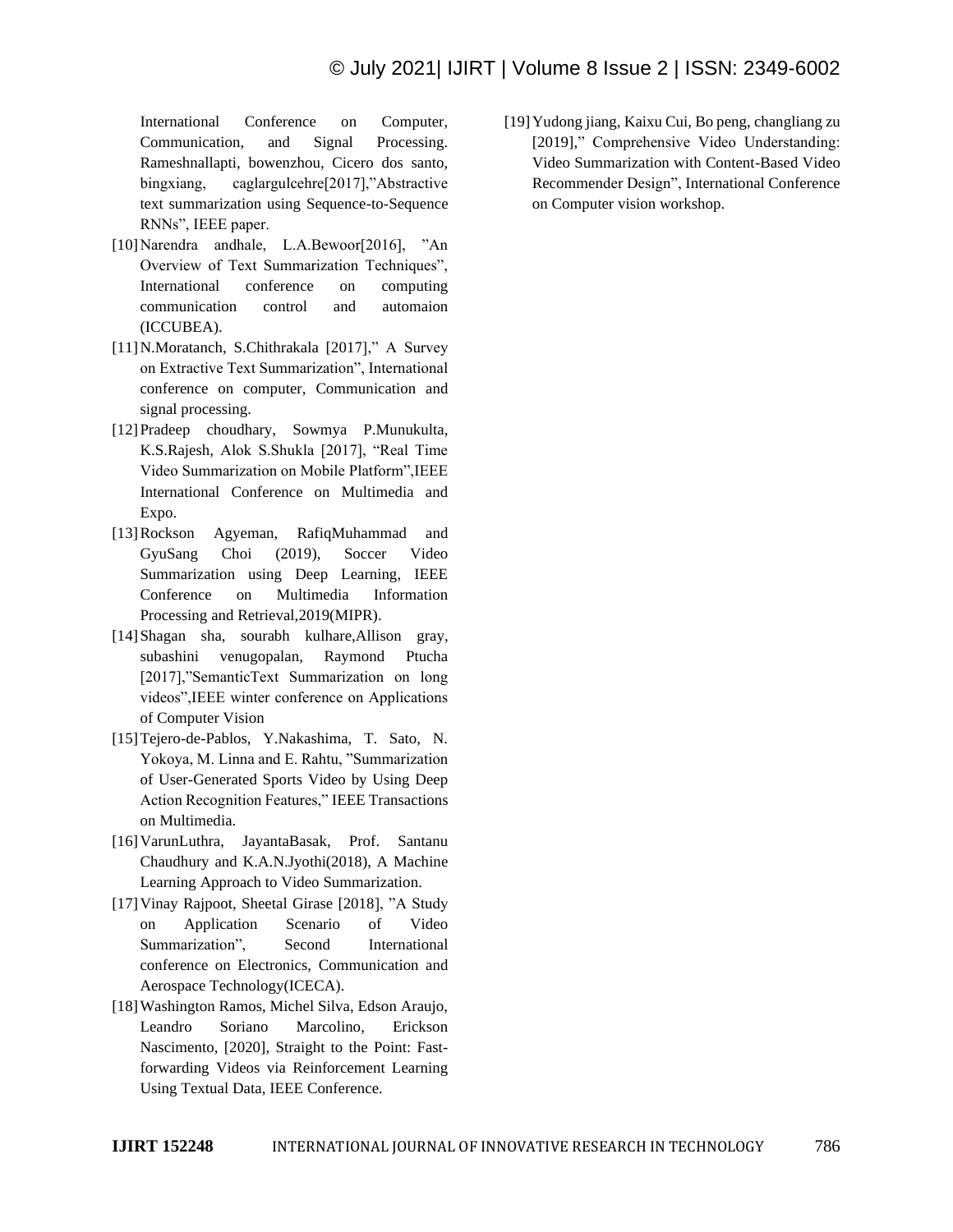International Conference on Computer, Communication, and Signal Processing. Rameshnallapti, bowenzhou, Cicero dos santo, bingxiang, caglargulcehre[2017],"Abstractive text summarization using Sequence-to-Sequence RNNs", IEEE paper.

[10] Narendra andhale, L.A.Bewoor[2016], "An Overview of Text Summarization Techniques", International conference on computing communication control and automaion (ICCUBEA).

[11] N.Moratanch, S.Chithrakala [2017]," A Survey on Extractive Text Summarization", International conference on computer, Communication and signal processing.

[12] Pradeep choudhary, Sowmya P.Munukulta, K.S.Rajesh, Alok S.Shukla [2017], "Real Time Video Summarization on Mobile Platform",IEEE International Conference on Multimedia and Expo.

[13] Rockson Agyeman, RafiqMuhammad and GyuSang Choi (2019), Soccer Video Summarization using Deep Learning, IEEE Conference on Multimedia Information Processing and Retrieval,2019(MIPR).

[14] Shagan sha, sourabh kulhare,Allison gray, subashini venugopalan, Raymond Ptucha [2017],"SemanticText Summarization on long videos",IEEE winter conference on Applications of Computer Vision

[15] Tejero-de-Pablos, Y.Nakashima, T. Sato, N. Yokoya, M. Linna and E. Rahtu, "Summarization of User-Generated Sports Video by Using Deep Action Recognition Features," IEEE Transactions on Multimedia.

[16] VarunLuthra, JayantaBasak, Prof. Santanu Chaudhury and K.A.N.Jyothi(2018), A Machine Learning Approach to Video Summarization.

[17] Vinay Rajpoot, Sheetal Girase [2018], "A Study on Application Scenario of Video Summarization", Second International conference on Electronics, Communication and Aerospace Technology(ICECA).

[18] Washington Ramos, Michel Silva, Edson Araujo, Leandro Soriano Marcolino, Erickson Nascimento, [2020], Straight to the Point: Fast-forwarding Videos via Reinforcement Learning Using Textual Data, IEEE Conference.

[19] Yudong jiang, Kaixu Cui, Bo peng, changliang zu [2019]," Comprehensive Video Understanding: Video Summarization with Content-Based Video Recommender Design", International Conference on Computer vision workshop.